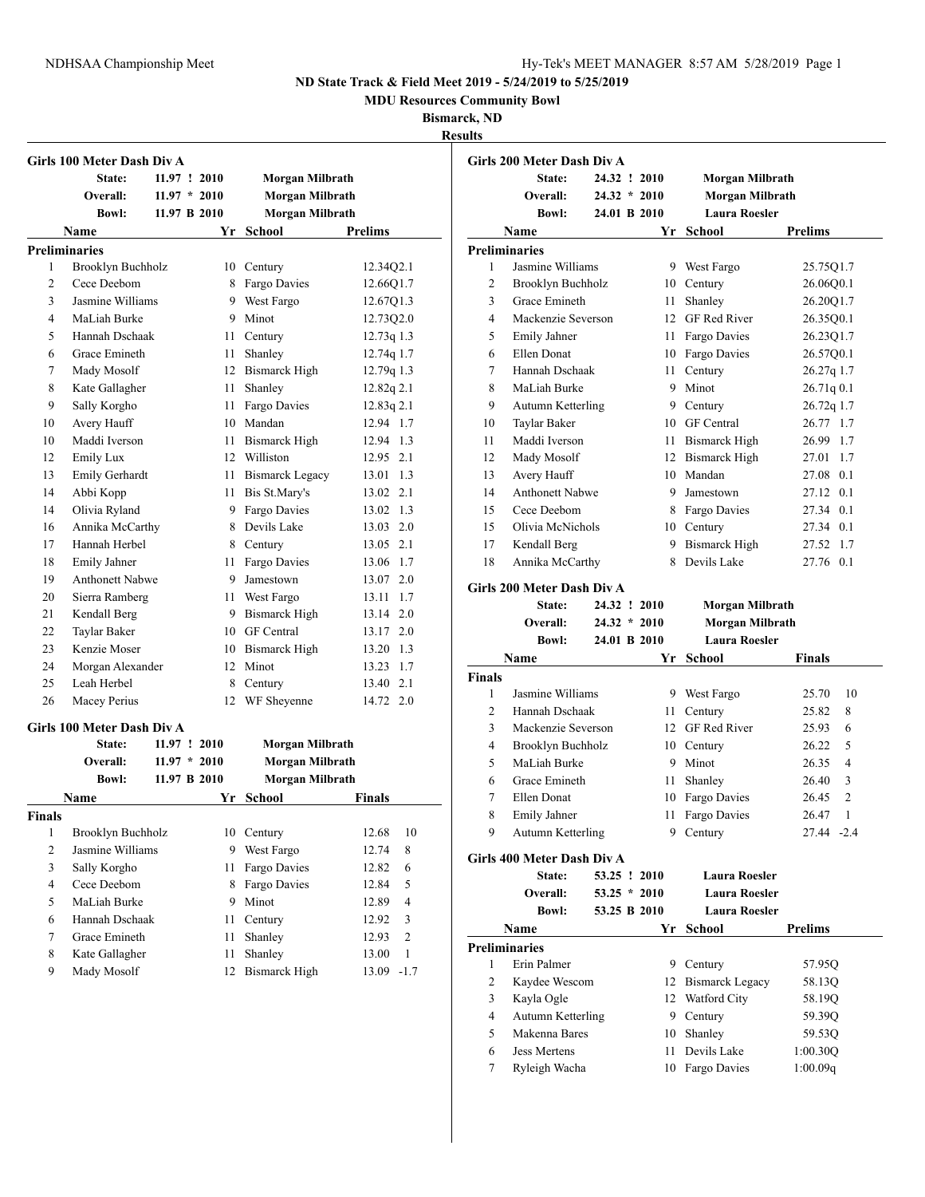# ND State Track & Field Meet 2019 - 5/24/2019 to 5/25/2019

**MDU Resources Community Bowl**

**Bismarck, ND**

**Results**

## Girls 100 Meter Dash Div A

| | | | |
|---|---|---|---|
| State: | 11.97 ! 2010 | Morgan Milbrath | |
| Overall: | 11.97 * 2010 | Morgan Milbrath | |
| Bowl: | 11.97 B 2010 | Morgan Milbrath | |

**Preliminaries**

| | Name | Yr | School | Prelims | Wind |
|---|---|---|---|---|---|
| 1 | Brooklyn Buchholz | 10 | Century | 12.34Q | 2.1 |
| 2 | Cece Deebom | 8 | Fargo Davies | 12.66Q | 1.7 |
| 3 | Jasmine Williams | 9 | West Fargo | 12.67Q | 1.3 |
| 4 | MaLiah Burke | 9 | Minot | 12.73Q | 2.0 |
| 5 | Hannah Dschaak | 11 | Century | 12.73q | 1.3 |
| 6 | Grace Emineth | 11 | Shanley | 12.74q | 1.7 |
| 7 | Mady Mosolf | 12 | Bismarck High | 12.79q | 1.3 |
| 8 | Kate Gallagher | 11 | Shanley | 12.82q | 2.1 |
| 9 | Sally Korgho | 11 | Fargo Davies | 12.83q | 2.1 |
| 10 | Avery Hauff | 10 | Mandan | 12.94 | 1.7 |
| 10 | Maddi Iverson | 11 | Bismarck High | 12.94 | 1.3 |
| 12 | Emily Lux | 12 | Williston | 12.95 | 2.1 |
| 13 | Emily Gerhardt | 11 | Bismarck Legacy | 13.01 | 1.3 |
| 14 | Abbi Kopp | 11 | Bis St.Mary's | 13.02 | 2.1 |
| 14 | Olivia Ryland | 9 | Fargo Davies | 13.02 | 1.3 |
| 16 | Annika McCarthy | 8 | Devils Lake | 13.03 | 2.0 |
| 17 | Hannah Herbel | 8 | Century | 13.05 | 2.1 |
| 18 | Emily Jahner | 11 | Fargo Davies | 13.06 | 1.7 |
| 19 | Anthonett Nabwe | 9 | Jamestown | 13.07 | 2.0 |
| 20 | Sierra Ramberg | 11 | West Fargo | 13.11 | 1.7 |
| 21 | Kendall Berg | 9 | Bismarck High | 13.14 | 2.0 |
| 22 | Taylar Baker | 10 | GF Central | 13.17 | 2.0 |
| 23 | Kenzie Moser | 10 | Bismarck High | 13.20 | 1.3 |
| 24 | Morgan Alexander | 12 | Minot | 13.23 | 1.7 |
| 25 | Leah Herbel | 8 | Century | 13.40 | 2.1 |
| 26 | Macey Perius | 12 | WF Sheyenne | 14.72 | 2.0 |

## Girls 100 Meter Dash Div A

| | | | |
|---|---|---|---|
| State: | 11.97 ! 2010 | Morgan Milbrath | |
| Overall: | 11.97 * 2010 | Morgan Milbrath | |
| Bowl: | 11.97 B 2010 | Morgan Milbrath | |

**Finals**

| | Name | Yr | School | Finals | Points |
|---|---|---|---|---|---|
| 1 | Brooklyn Buchholz | 10 | Century | 12.68 | 10 |
| 2 | Jasmine Williams | 9 | West Fargo | 12.74 | 8 |
| 3 | Sally Korgho | 11 | Fargo Davies | 12.82 | 6 |
| 4 | Cece Deebom | 8 | Fargo Davies | 12.84 | 5 |
| 5 | MaLiah Burke | 9 | Minot | 12.89 | 4 |
| 6 | Hannah Dschaak | 11 | Century | 12.92 | 3 |
| 7 | Grace Emineth | 11 | Shanley | 12.93 | 2 |
| 8 | Kate Gallagher | 11 | Shanley | 13.00 | 1 |
| 9 | Mady Mosolf | 12 | Bismarck High | 13.09 | -1.7 |

## Girls 200 Meter Dash Div A

| | | | |
|---|---|---|---|
| State: | 24.32 ! 2010 | Morgan Milbrath | |
| Overall: | 24.32 * 2010 | Morgan Milbrath | |
| Bowl: | 24.01 B 2010 | Laura Roesler | |

**Preliminaries**

| | Name | Yr | School | Prelims | Wind |
|---|---|---|---|---|---|
| 1 | Jasmine Williams | 9 | West Fargo | 25.75Q | 1.7 |
| 2 | Brooklyn Buchholz | 10 | Century | 26.06Q | 0.1 |
| 3 | Grace Emineth | 11 | Shanley | 26.20Q | 1.7 |
| 4 | Mackenzie Severson | 12 | GF Red River | 26.35Q | 0.1 |
| 5 | Emily Jahner | 11 | Fargo Davies | 26.23Q | 1.7 |
| 6 | Ellen Donat | 10 | Fargo Davies | 26.57Q | 0.1 |
| 7 | Hannah Dschaak | 11 | Century | 26.27q | 1.7 |
| 8 | MaLiah Burke | 9 | Minot | 26.71q | 0.1 |
| 9 | Autumn Ketterling | 9 | Century | 26.72q | 1.7 |
| 10 | Taylar Baker | 10 | GF Central | 26.77 | 1.7 |
| 11 | Maddi Iverson | 11 | Bismarck High | 26.99 | 1.7 |
| 12 | Mady Mosolf | 12 | Bismarck High | 27.01 | 1.7 |
| 13 | Avery Hauff | 10 | Mandan | 27.08 | 0.1 |
| 14 | Anthonett Nabwe | 9 | Jamestown | 27.12 | 0.1 |
| 15 | Cece Deebom | 8 | Fargo Davies | 27.34 | 0.1 |
| 15 | Olivia McNichols | 10 | Century | 27.34 | 0.1 |
| 17 | Kendall Berg | 9 | Bismarck High | 27.52 | 1.7 |
| 18 | Annika McCarthy | 8 | Devils Lake | 27.76 | 0.1 |

## Girls 200 Meter Dash Div A

| | | | |
|---|---|---|---|
| State: | 24.32 ! 2010 | Morgan Milbrath | |
| Overall: | 24.32 * 2010 | Morgan Milbrath | |
| Bowl: | 24.01 B 2010 | Laura Roesler | |

**Finals**

| | Name | Yr | School | Finals | Points |
|---|---|---|---|---|---|
| 1 | Jasmine Williams | 9 | West Fargo | 25.70 | 10 |
| 2 | Hannah Dschaak | 11 | Century | 25.82 | 8 |
| 3 | Mackenzie Severson | 12 | GF Red River | 25.93 | 6 |
| 4 | Brooklyn Buchholz | 10 | Century | 26.22 | 5 |
| 5 | MaLiah Burke | 9 | Minot | 26.35 | 4 |
| 6 | Grace Emineth | 11 | Shanley | 26.40 | 3 |
| 7 | Ellen Donat | 10 | Fargo Davies | 26.45 | 2 |
| 8 | Emily Jahner | 11 | Fargo Davies | 26.47 | 1 |
| 9 | Autumn Ketterling | 9 | Century | 27.44 | -2.4 |

## Girls 400 Meter Dash Div A

| | | | |
|---|---|---|---|
| State: | 53.25 ! 2010 | Laura Roesler | |
| Overall: | 53.25 * 2010 | Laura Roesler | |
| Bowl: | 53.25 B 2010 | Laura Roesler | |

**Preliminaries**

| | Name | Yr | School | Prelims |
|---|---|---|---|---|
| 1 | Erin Palmer | 9 | Century | 57.95Q |
| 2 | Kaydee Wescom | 12 | Bismarck Legacy | 58.13Q |
| 3 | Kayla Ogle | 12 | Watford City | 58.19Q |
| 4 | Autumn Ketterling | 9 | Century | 59.39Q |
| 5 | Makenna Bares | 10 | Shanley | 59.53Q |
| 6 | Jess Mertens | 11 | Devils Lake | 1:00.30Q |
| 7 | Ryleigh Wacha | 10 | Fargo Davies | 1:00.09q |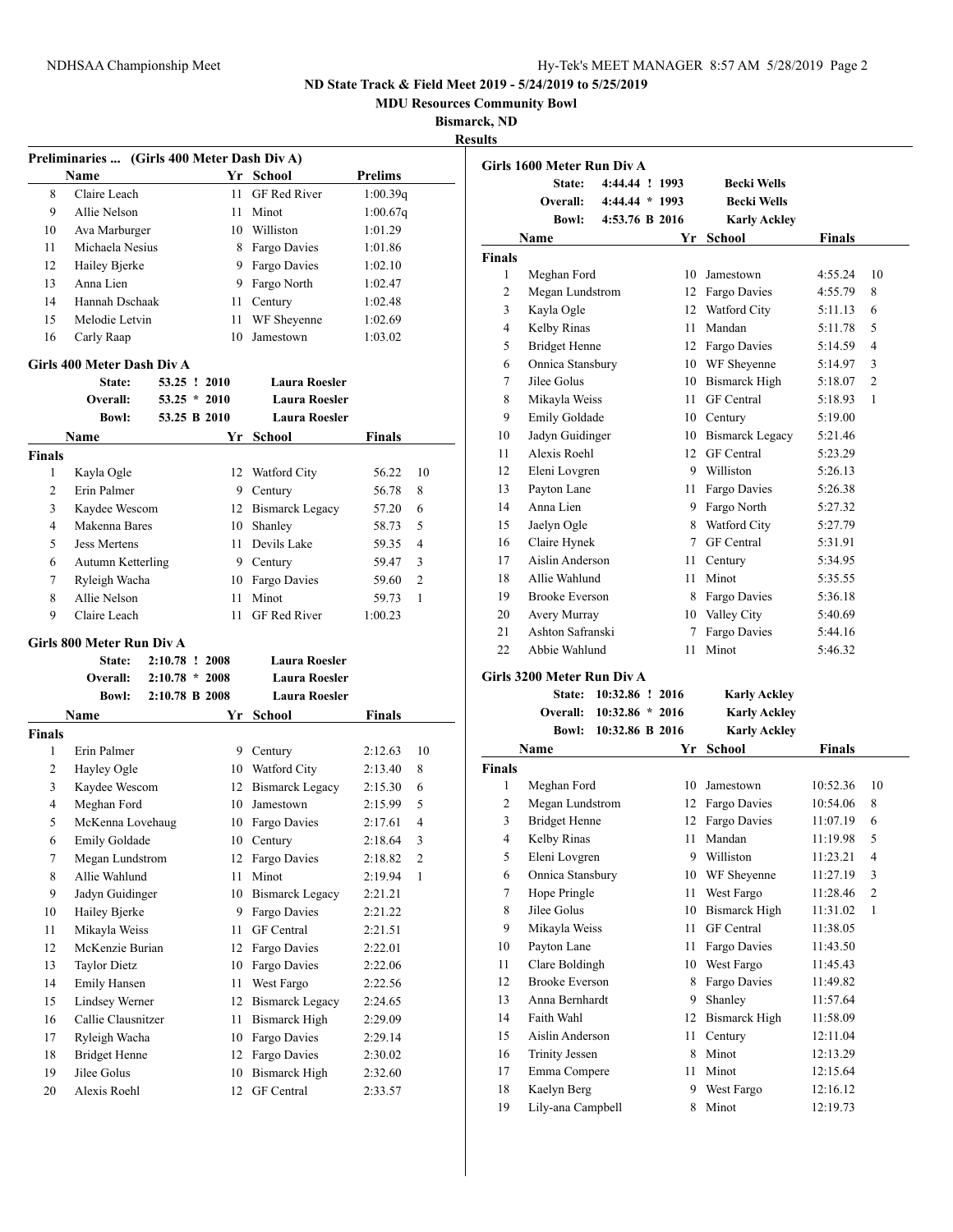ND State Track & Field Meet 2019 - 5/24/2019 to 5/25/2019

MDU Resources Community Bowl

Bismarck, ND

Results

### Preliminaries ... (Girls 400 Meter Dash Div A)

| | Name | Yr | School | Prelims |
|---|---|---|---|---|
| 8 | Claire Leach | 11 | GF Red River | 1:00.39q |
| 9 | Allie Nelson | 11 | Minot | 1:00.67q |
| 10 | Ava Marburger | 10 | Williston | 1:01.29 |
| 11 | Michaela Nesius | 8 | Fargo Davies | 1:01.86 |
| 12 | Hailey Bjerke | 9 | Fargo Davies | 1:02.10 |
| 13 | Anna Lien | 9 | Fargo North | 1:02.47 |
| 14 | Hannah Dschaak | 11 | Century | 1:02.48 |
| 15 | Melodie Letvin | 11 | WF Sheyenne | 1:02.69 |
| 16 | Carly Raap | 10 | Jamestown | 1:03.02 |

### Girls 400 Meter Dash Div A

| | | | |
|---|---|---|---|
| State: | 53.25 ! 2010 | | Laura Roesler |
| Overall: | 53.25 * 2010 | | Laura Roesler |
| Bowl: | 53.25 B 2010 | | Laura Roesler |

**Finals**

| | Name | Yr | School | Finals | |
|---|---|---|---|---|---|
| 1 | Kayla Ogle | 12 | Watford City | 56.22 | 10 |
| 2 | Erin Palmer | 9 | Century | 56.78 | 8 |
| 3 | Kaydee Wescom | 12 | Bismarck Legacy | 57.20 | 6 |
| 4 | Makenna Bares | 10 | Shanley | 58.73 | 5 |
| 5 | Jess Mertens | 11 | Devils Lake | 59.35 | 4 |
| 6 | Autumn Ketterling | 9 | Century | 59.47 | 3 |
| 7 | Ryleigh Wacha | 10 | Fargo Davies | 59.60 | 2 |
| 8 | Allie Nelson | 11 | Minot | 59.73 | 1 |
| 9 | Claire Leach | 11 | GF Red River | 1:00.23 | |

### Girls 800 Meter Run Div A

| | | | |
|---|---|---|---|
| State: | 2:10.78 ! 2008 | | Laura Roesler |
| Overall: | 2:10.78 * 2008 | | Laura Roesler |
| Bowl: | 2:10.78 B 2008 | | Laura Roesler |

**Finals**

| | Name | Yr | School | Finals | |
|---|---|---|---|---|---|
| 1 | Erin Palmer | 9 | Century | 2:12.63 | 10 |
| 2 | Hayley Ogle | 10 | Watford City | 2:13.40 | 8 |
| 3 | Kaydee Wescom | 12 | Bismarck Legacy | 2:15.30 | 6 |
| 4 | Meghan Ford | 10 | Jamestown | 2:15.99 | 5 |
| 5 | McKenna Lovehaug | 10 | Fargo Davies | 2:17.61 | 4 |
| 6 | Emily Goldade | 10 | Century | 2:18.64 | 3 |
| 7 | Megan Lundstrom | 12 | Fargo Davies | 2:18.82 | 2 |
| 8 | Allie Wahlund | 11 | Minot | 2:19.94 | 1 |
| 9 | Jadyn Guidinger | 10 | Bismarck Legacy | 2:21.21 | |
| 10 | Hailey Bjerke | 9 | Fargo Davies | 2:21.22 | |
| 11 | Mikayla Weiss | 11 | GF Central | 2:21.51 | |
| 12 | McKenzie Burian | 12 | Fargo Davies | 2:22.01 | |
| 13 | Taylor Dietz | 10 | Fargo Davies | 2:22.06 | |
| 14 | Emily Hansen | 11 | West Fargo | 2:22.56 | |
| 15 | Lindsey Werner | 12 | Bismarck Legacy | 2:24.65 | |
| 16 | Callie Clausnitzer | 11 | Bismarck High | 2:29.09 | |
| 17 | Ryleigh Wacha | 10 | Fargo Davies | 2:29.14 | |
| 18 | Bridget Henne | 12 | Fargo Davies | 2:30.02 | |
| 19 | Jilee Golus | 10 | Bismarck High | 2:32.60 | |
| 20 | Alexis Roehl | 12 | GF Central | 2:33.57 | |

### Girls 1600 Meter Run Div A

| | | | |
|---|---|---|---|
| State: | 4:44.44 ! 1993 | | Becki Wells |
| Overall: | 4:44.44 * 1993 | | Becki Wells |
| Bowl: | 4:53.76 B 2016 | | Karly Ackley |

**Finals**

| | Name | Yr | School | Finals | |
|---|---|---|---|---|---|
| 1 | Meghan Ford | 10 | Jamestown | 4:55.24 | 10 |
| 2 | Megan Lundstrom | 12 | Fargo Davies | 4:55.79 | 8 |
| 3 | Kayla Ogle | 12 | Watford City | 5:11.13 | 6 |
| 4 | Kelby Rinas | 11 | Mandan | 5:11.78 | 5 |
| 5 | Bridget Henne | 12 | Fargo Davies | 5:14.59 | 4 |
| 6 | Onnica Stansbury | 10 | WF Sheyenne | 5:14.97 | 3 |
| 7 | Jilee Golus | 10 | Bismarck High | 5:18.07 | 2 |
| 8 | Mikayla Weiss | 11 | GF Central | 5:18.93 | 1 |
| 9 | Emily Goldade | 10 | Century | 5:19.00 | |
| 10 | Jadyn Guidinger | 10 | Bismarck Legacy | 5:21.46 | |
| 11 | Alexis Roehl | 12 | GF Central | 5:23.29 | |
| 12 | Eleni Lovgren | 9 | Williston | 5:26.13 | |
| 13 | Payton Lane | 11 | Fargo Davies | 5:26.38 | |
| 14 | Anna Lien | 9 | Fargo North | 5:27.32 | |
| 15 | Jaelyn Ogle | 8 | Watford City | 5:27.79 | |
| 16 | Claire Hynek | 7 | GF Central | 5:31.91 | |
| 17 | Aislin Anderson | 11 | Century | 5:34.95 | |
| 18 | Allie Wahlund | 11 | Minot | 5:35.55 | |
| 19 | Brooke Everson | 8 | Fargo Davies | 5:36.18 | |
| 20 | Avery Murray | 10 | Valley City | 5:40.69 | |
| 21 | Ashton Safranski | 7 | Fargo Davies | 5:44.16 | |
| 22 | Abbie Wahlund | 11 | Minot | 5:46.32 | |

### Girls 3200 Meter Run Div A

| | | | |
|---|---|---|---|
| State: | 10:32.86 ! 2016 | | Karly Ackley |
| Overall: | 10:32.86 * 2016 | | Karly Ackley |
| Bowl: | 10:32.86 B 2016 | | Karly Ackley |

**Finals**

| | Name | Yr | School | Finals | |
|---|---|---|---|---|---|
| 1 | Meghan Ford | 10 | Jamestown | 10:52.36 | 10 |
| 2 | Megan Lundstrom | 12 | Fargo Davies | 10:54.06 | 8 |
| 3 | Bridget Henne | 12 | Fargo Davies | 11:07.19 | 6 |
| 4 | Kelby Rinas | 11 | Mandan | 11:19.98 | 5 |
| 5 | Eleni Lovgren | 9 | Williston | 11:23.21 | 4 |
| 6 | Onnica Stansbury | 10 | WF Sheyenne | 11:27.19 | 3 |
| 7 | Hope Pringle | 11 | West Fargo | 11:28.46 | 2 |
| 8 | Jilee Golus | 10 | Bismarck High | 11:31.02 | 1 |
| 9 | Mikayla Weiss | 11 | GF Central | 11:38.05 | |
| 10 | Payton Lane | 11 | Fargo Davies | 11:43.50 | |
| 11 | Clare Boldingh | 10 | West Fargo | 11:45.43 | |
| 12 | Brooke Everson | 8 | Fargo Davies | 11:49.82 | |
| 13 | Anna Bernhardt | 9 | Shanley | 11:57.64 | |
| 14 | Faith Wahl | 12 | Bismarck High | 11:58.09 | |
| 15 | Aislin Anderson | 11 | Century | 12:11.04 | |
| 16 | Trinity Jessen | 8 | Minot | 12:13.29 | |
| 17 | Emma Compere | 11 | Minot | 12:15.64 | |
| 18 | Kaelyn Berg | 9 | West Fargo | 12:16.12 | |
| 19 | Lily-ana Campbell | 8 | Minot | 12:19.73 | |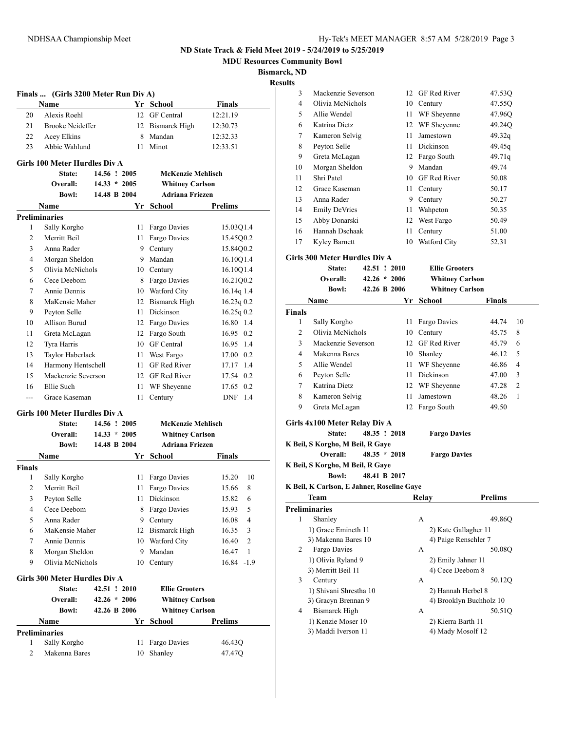## ND State Track & Field Meet 2019 - 5/24/2019 to 5/25/2019

**MDU Resources Community Bowl**

**Bismarck, ND**

**Results**

### Finals ... (Girls 3200 Meter Run Div A)

| | Name | Yr | School | Finals |
|---|---|---|---|---|
| 20 | Alexis Roehl | 12 | GF Central | 12:21.19 |
| 21 | Brooke Neideffer | 12 | Bismarck High | 12:30.73 |
| 22 | Acey Elkins | 8 | Mandan | 12:32.33 |
| 23 | Abbie Wahlund | 11 | Minot | 12:33.51 |

### Girls 100 Meter Hurdles Div A

State: 14.56 ! 2005 McKenzie Mehlisch
Overall: 14.33 * 2005 Whitney Carlson
Bowl: 14.48 B 2004 Adriana Friezen

| | Name | Yr | School | Prelims | |
|---|---|---|---|---|---|
| **Preliminaries** | | | | | |
| 1 | Sally Korgho | 11 | Fargo Davies | 15.03Q | 1.4 |
| 2 | Merritt Beil | 11 | Fargo Davies | 15.45Q | 0.2 |
| 3 | Anna Rader | 9 | Century | 15.84Q | 0.2 |
| 4 | Morgan Sheldon | 9 | Mandan | 16.10Q | 1.4 |
| 5 | Olivia McNichols | 10 | Century | 16.10Q | 1.4 |
| 6 | Cece Deebom | 8 | Fargo Davies | 16.21Q | 0.2 |
| 7 | Annie Dennis | 10 | Watford City | 16.14q | 1.4 |
| 8 | MaKensie Maher | 12 | Bismarck High | 16.23q | 0.2 |
| 9 | Peyton Selle | 11 | Dickinson | 16.25q | 0.2 |
| 10 | Allison Burud | 12 | Fargo Davies | 16.80 | 1.4 |
| 11 | Greta McLagan | 12 | Fargo South | 16.95 | 0.2 |
| 12 | Tyra Harris | 10 | GF Central | 16.95 | 1.4 |
| 13 | Taylor Haberlack | 11 | West Fargo | 17.00 | 0.2 |
| 14 | Harmony Hentschell | 11 | GF Red River | 17.17 | 1.4 |
| 15 | Mackenzie Severson | 12 | GF Red River | 17.54 | 0.2 |
| 16 | Ellie Such | 11 | WF Sheyenne | 17.65 | 0.2 |
| --- | Grace Kaseman | 11 | Century | DNF | 1.4 |

### Girls 100 Meter Hurdles Div A

State: 14.56 ! 2005 McKenzie Mehlisch
Overall: 14.33 * 2005 Whitney Carlson
Bowl: 14.48 B 2004 Adriana Friezen

| | Name | Yr | School | Finals | |
|---|---|---|---|---|---|
| **Finals** | | | | | |
| 1 | Sally Korgho | 11 | Fargo Davies | 15.20 | 10 |
| 2 | Merritt Beil | 11 | Fargo Davies | 15.66 | 8 |
| 3 | Peyton Selle | 11 | Dickinson | 15.82 | 6 |
| 4 | Cece Deebom | 8 | Fargo Davies | 15.93 | 5 |
| 5 | Anna Rader | 9 | Century | 16.08 | 4 |
| 6 | MaKensie Maher | 12 | Bismarck High | 16.35 | 3 |
| 7 | Annie Dennis | 10 | Watford City | 16.40 | 2 |
| 8 | Morgan Sheldon | 9 | Mandan | 16.47 | 1 |
| 9 | Olivia McNichols | 10 | Century | 16.84 | -1.9 |

### Girls 300 Meter Hurdles Div A

State: 42.51 ! 2010 Ellie Grooters
Overall: 42.26 * 2006 Whitney Carlson
Bowl: 42.26 B 2006 Whitney Carlson

| | Name | Yr | School | Prelims |
|---|---|---|---|---|
| **Preliminaries** | | | | |
| 1 | Sally Korgho | 11 | Fargo Davies | 46.43Q |
| 2 | Makenna Bares | 10 | Shanley | 47.47Q |
| 3 | Mackenzie Severson | 12 | GF Red River | 47.53Q |
| 4 | Olivia McNichols | 10 | Century | 47.55Q |
| 5 | Allie Wendel | 11 | WF Sheyenne | 47.96Q |
| 6 | Katrina Dietz | 12 | WF Sheyenne | 49.24Q |
| 7 | Kameron Selvig | 11 | Jamestown | 49.32q |
| 8 | Peyton Selle | 11 | Dickinson | 49.45q |
| 9 | Greta McLagan | 12 | Fargo South | 49.71q |
| 10 | Morgan Sheldon | 9 | Mandan | 49.74 |
| 11 | Shri Patel | 10 | GF Red River | 50.08 |
| 12 | Grace Kaseman | 11 | Century | 50.17 |
| 13 | Anna Rader | 9 | Century | 50.27 |
| 14 | Emily DeVries | 11 | Wahpeton | 50.35 |
| 15 | Abby Donarski | 12 | West Fargo | 50.49 |
| 16 | Hannah Dschaak | 11 | Century | 51.00 |
| 17 | Kyley Barnett | 10 | Watford City | 52.31 |

### Girls 300 Meter Hurdles Div A

State: 42.51 ! 2010 Ellie Grooters
Overall: 42.26 * 2006 Whitney Carlson
Bowl: 42.26 B 2006 Whitney Carlson

| | Name | Yr | School | Finals | |
|---|---|---|---|---|---|
| **Finals** | | | | | |
| 1 | Sally Korgho | 11 | Fargo Davies | 44.74 | 10 |
| 2 | Olivia McNichols | 10 | Century | 45.75 | 8 |
| 3 | Mackenzie Severson | 12 | GF Red River | 45.79 | 6 |
| 4 | Makenna Bares | 10 | Shanley | 46.12 | 5 |
| 5 | Allie Wendel | 11 | WF Sheyenne | 46.86 | 4 |
| 6 | Peyton Selle | 11 | Dickinson | 47.00 | 3 |
| 7 | Katrina Dietz | 12 | WF Sheyenne | 47.28 | 2 |
| 8 | Kameron Selvig | 11 | Jamestown | 48.26 | 1 |
| 9 | Greta McLagan | 12 | Fargo South | 49.50 | |

### Girls 4x100 Meter Relay Div A

State: 48.35 ! 2018 Fargo Davies
K Beil, S Korgho, M Beil, R Gaye
Overall: 48.35 * 2018 Fargo Davies
K Beil, S Korgho, M Beil, R Gaye
Bowl: 48.41 B 2017
K Beil, K Carlson, E Jahner, Roseline Gaye

| | Team | Relay | Prelims |
|---|---|---|---|
| **Preliminaries** | | | |
| 1 | Shanley | A | 49.86Q |
| | 1) Grace Emineth 11 | 2) Kate Gallagher 11 | |
| | 3) Makenna Bares 10 | 4) Paige Renschler 7 | |
| 2 | Fargo Davies | A | 50.08Q |
| | 1) Olivia Ryland 9 | 2) Emily Jahner 11 | |
| | 3) Merritt Beil 11 | 4) Cece Deebom 8 | |
| 3 | Century | A | 50.12Q |
| | 1) Shivani Shrestha 10 | 2) Hannah Herbel 8 | |
| | 3) Gracyn Brennan 9 | 4) Brooklyn Buchholz 10 | |
| 4 | Bismarck High | A | 50.51Q |
| | 1) Kenzie Moser 10 | 2) Kierra Barth 11 | |
| | 3) Maddi Iverson 11 | 4) Mady Mosolf 12 | |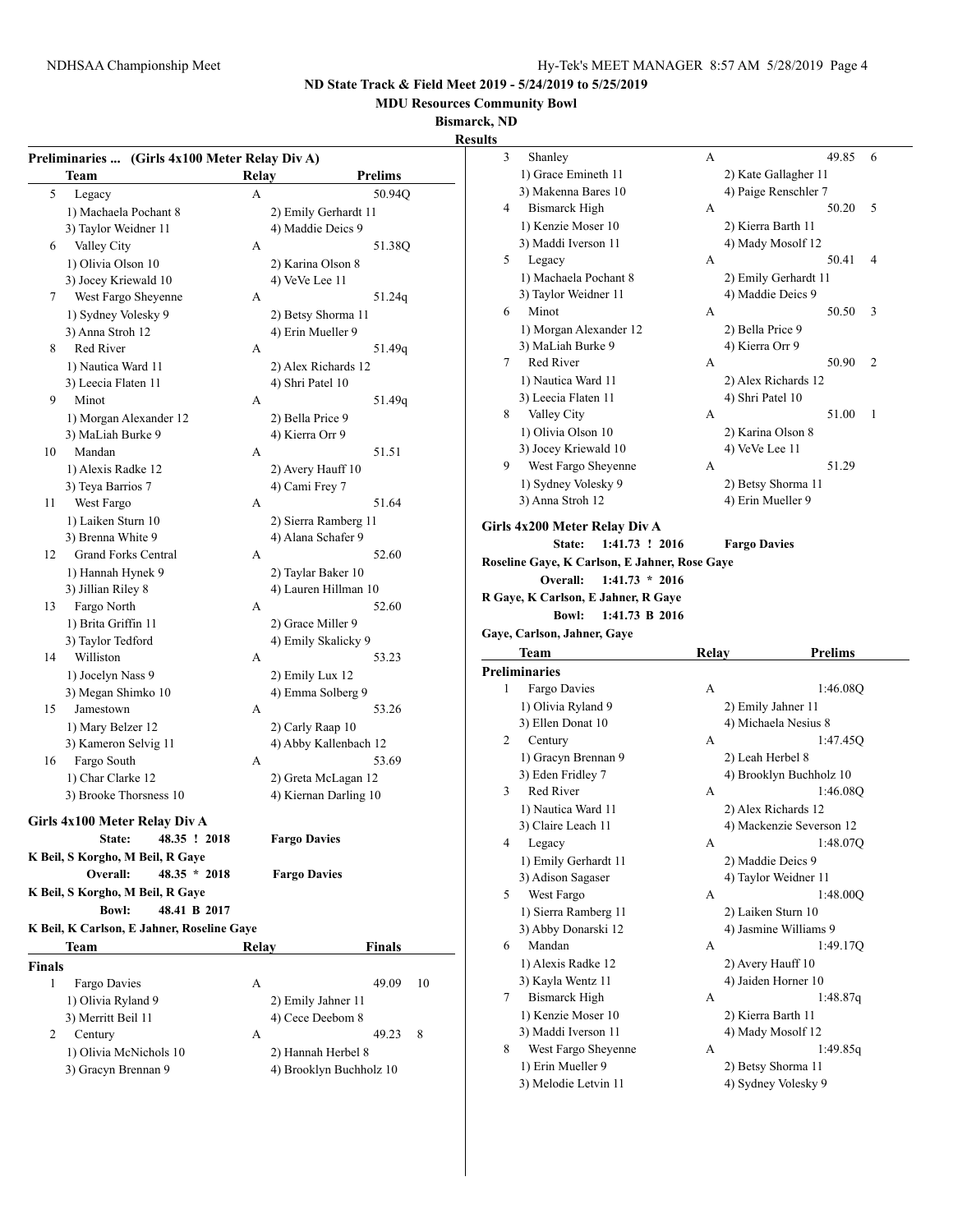ND State Track & Field Meet 2019 - 5/24/2019 to 5/25/2019

MDU Resources Community Bowl

Bismarck, ND

Results

### Preliminaries ... (Girls 4x100 Meter Relay Div A)

| | Team | Relay | Prelims |
|---|---|---|---|
| 5 | Legacy | A | 50.94Q |
| | 1) Machaela Pochant 8 | 2) Emily Gerhardt 11 | |
| | 3) Taylor Weidner 11 | 4) Maddie Deics 9 | |
| 6 | Valley City | A | 51.38Q |
| | 1) Olivia Olson 10 | 2) Karina Olson 8 | |
| | 3) Jocey Kriewald 10 | 4) VeVe Lee 11 | |
| 7 | West Fargo Sheyenne | A | 51.24q |
| | 1) Sydney Volesky 9 | 2) Betsy Shorma 11 | |
| | 3) Anna Stroh 12 | 4) Erin Mueller 9 | |
| 8 | Red River | A | 51.49q |
| | 1) Nautica Ward 11 | 2) Alex Richards 12 | |
| | 3) Leecia Flaten 11 | 4) Shri Patel 10 | |
| 9 | Minot | A | 51.49q |
| | 1) Morgan Alexander 12 | 2) Bella Price 9 | |
| | 3) MaLiah Burke 9 | 4) Kierra Orr 9 | |
| 10 | Mandan | A | 51.51 |
| | 1) Alexis Radke 12 | 2) Avery Hauff 10 | |
| | 3) Teya Barrios 7 | 4) Cami Frey 7 | |
| 11 | West Fargo | A | 51.64 |
| | 1) Laiken Sturn 10 | 2) Sierra Ramberg 11 | |
| | 3) Brenna White 9 | 4) Alana Schafer 9 | |
| 12 | Grand Forks Central | A | 52.60 |
| | 1) Hannah Hynek 9 | 2) Taylar Baker 10 | |
| | 3) Jillian Riley 8 | 4) Lauren Hillman 10 | |
| 13 | Fargo North | A | 52.60 |
| | 1) Brita Griffin 11 | 2) Grace Miller 9 | |
| | 3) Taylor Tedford | 4) Emily Skalicky 9 | |
| 14 | Williston | A | 53.23 |
| | 1) Jocelyn Nass 9 | 2) Emily Lux 12 | |
| | 3) Megan Shimko 10 | 4) Emma Solberg 9 | |
| 15 | Jamestown | A | 53.26 |
| | 1) Mary Belzer 12 | 2) Carly Raap 10 | |
| | 3) Kameron Selvig 11 | 4) Abby Kallenbach 12 | |
| 16 | Fargo South | A | 53.69 |
| | 1) Char Clarke 12 | 2) Greta McLagan 12 | |
| | 3) Brooke Thorsness 10 | 4) Kiernan Darling 10 | |

### Girls 4x100 Meter Relay Div A

**State: 48.35 ! 2018 Fargo Davies**

**K Beil, S Korgho, M Beil, R Gaye**

**Overall: 48.35 * 2018 Fargo Davies**

**K Beil, S Korgho, M Beil, R Gaye**

**Bowl: 48.41 B 2017**

**K Beil, K Carlson, E Jahner, Roseline Gaye**

**Finals**

| | Team | Relay | Finals | |
|---|---|---|---|---|
| 1 | Fargo Davies | A | 49.09 | 10 |
| | 1) Olivia Ryland 9 | 2) Emily Jahner 11 | | |
| | 3) Merritt Beil 11 | 4) Cece Deebom 8 | | |
| 2 | Century | A | 49.23 | 8 |
| | 1) Olivia McNichols 10 | 2) Hannah Herbel 8 | | |
| | 3) Gracyn Brennan 9 | 4) Brooklyn Buchholz 10 | | |
| 3 | Shanley | A | 49.85 | 6 |
| | 1) Grace Emineth 11 | 2) Kate Gallagher 11 | | |
| | 3) Makenna Bares 10 | 4) Paige Renschler 7 | | |
| 4 | Bismarck High | A | 50.20 | 5 |
| | 1) Kenzie Moser 10 | 2) Kierra Barth 11 | | |
| | 3) Maddi Iverson 11 | 4) Mady Mosolf 12 | | |
| 5 | Legacy | A | 50.41 | 4 |
| | 1) Machaela Pochant 8 | 2) Emily Gerhardt 11 | | |
| | 3) Taylor Weidner 11 | 4) Maddie Deics 9 | | |
| 6 | Minot | A | 50.50 | 3 |
| | 1) Morgan Alexander 12 | 2) Bella Price 9 | | |
| | 3) MaLiah Burke 9 | 4) Kierra Orr 9 | | |
| 7 | Red River | A | 50.90 | 2 |
| | 1) Nautica Ward 11 | 2) Alex Richards 12 | | |
| | 3) Leecia Flaten 11 | 4) Shri Patel 10 | | |
| 8 | Valley City | A | 51.00 | 1 |
| | 1) Olivia Olson 10 | 2) Karina Olson 8 | | |
| | 3) Jocey Kriewald 10 | 4) VeVe Lee 11 | | |
| 9 | West Fargo Sheyenne | A | 51.29 | |
| | 1) Sydney Volesky 9 | 2) Betsy Shorma 11 | | |
| | 3) Anna Stroh 12 | 4) Erin Mueller 9 | | |

### Girls 4x200 Meter Relay Div A

**State: 1:41.73 ! 2016 Fargo Davies**

**Roseline Gaye, K Carlson, E Jahner, Rose Gaye**

**Overall: 1:41.73 * 2016**

**R Gaye, K Carlson, E Jahner, R Gaye**

**Bowl: 1:41.73 B 2016**

**Gaye, Carlson, Jahner, Gaye**

**Preliminaries**

| | Team | Relay | Prelims |
|---|---|---|---|
| 1 | Fargo Davies | A | 1:46.08Q |
| | 1) Olivia Ryland 9 | 2) Emily Jahner 11 | |
| | 3) Ellen Donat 10 | 4) Michaela Nesius 8 | |
| 2 | Century | A | 1:47.45Q |
| | 1) Gracyn Brennan 9 | 2) Leah Herbel 8 | |
| | 3) Eden Fridley 7 | 4) Brooklyn Buchholz 10 | |
| 3 | Red River | A | 1:46.08Q |
| | 1) Nautica Ward 11 | 2) Alex Richards 12 | |
| | 3) Claire Leach 11 | 4) Mackenzie Severson 12 | |
| 4 | Legacy | A | 1:48.07Q |
| | 1) Emily Gerhardt 11 | 2) Maddie Deics 9 | |
| | 3) Adison Sagaser | 4) Taylor Weidner 11 | |
| 5 | West Fargo | A | 1:48.00Q |
| | 1) Sierra Ramberg 11 | 2) Laiken Sturn 10 | |
| | 3) Abby Donarski 12 | 4) Jasmine Williams 9 | |
| 6 | Mandan | A | 1:49.17Q |
| | 1) Alexis Radke 12 | 2) Avery Hauff 10 | |
| | 3) Kayla Wentz 11 | 4) Jaiden Horner 10 | |
| 7 | Bismarck High | A | 1:48.87q |
| | 1) Kenzie Moser 10 | 2) Kierra Barth 11 | |
| | 3) Maddi Iverson 11 | 4) Mady Mosolf 12 | |
| 8 | West Fargo Sheyenne | A | 1:49.85q |
| | 1) Erin Mueller 9 | 2) Betsy Shorma 11 | |
| | 3) Melodie Letvin 11 | 4) Sydney Volesky 9 | |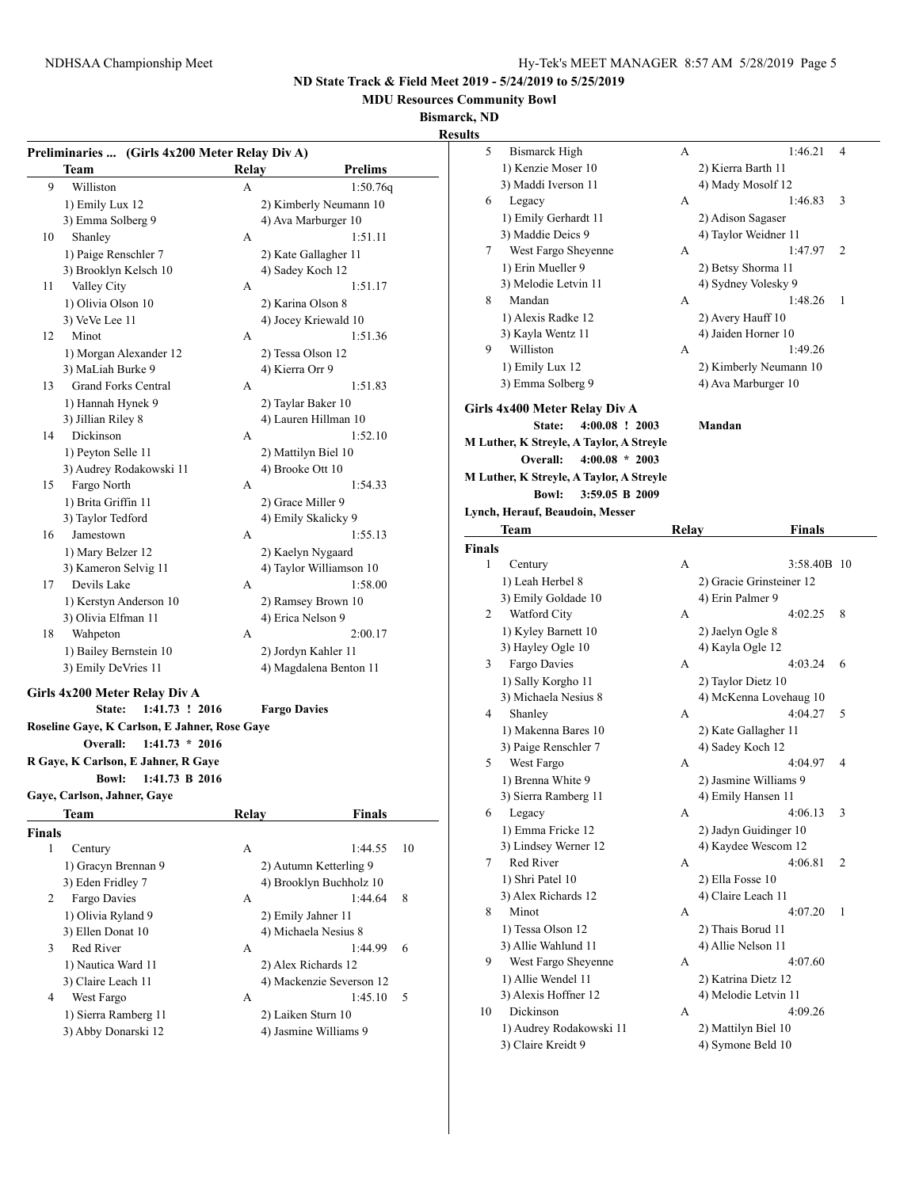## ND State Track & Field Meet 2019 - 5/24/2019 to 5/25/2019

**MDU Resources Community Bowl**

**Bismarck, ND**

**Results**

### Preliminaries ... (Girls 4x200 Meter Relay Div A)

| | Team | Relay | Prelims |
|---|---|---|---|
| 9 | Williston | A | 1:50.76q |
| | 1) Emily Lux 12 | 2) Kimberly Neumann 10 | |
| | 3) Emma Solberg 9 | 4) Ava Marburger 10 | |
| 10 | Shanley | A | 1:51.11 |
| | 1) Paige Renschler 7 | 2) Kate Gallagher 11 | |
| | 3) Brooklyn Kelsch 10 | 4) Sadey Koch 12 | |
| 11 | Valley City | A | 1:51.17 |
| | 1) Olivia Olson 10 | 2) Karina Olson 8 | |
| | 3) VeVe Lee 11 | 4) Jocey Kriewald 10 | |
| 12 | Minot | A | 1:51.36 |
| | 1) Morgan Alexander 12 | 2) Tessa Olson 12 | |
| | 3) MaLiah Burke 9 | 4) Kierra Orr 9 | |
| 13 | Grand Forks Central | A | 1:51.83 |
| | 1) Hannah Hynek 9 | 2) Taylar Baker 10 | |
| | 3) Jillian Riley 8 | 4) Lauren Hillman 10 | |
| 14 | Dickinson | A | 1:52.10 |
| | 1) Peyton Selle 11 | 2) Mattilyn Biel 10 | |
| | 3) Audrey Rodakowski 11 | 4) Brooke Ott 10 | |
| 15 | Fargo North | A | 1:54.33 |
| | 1) Brita Griffin 11 | 2) Grace Miller 9 | |
| | 3) Taylor Tedford | 4) Emily Skalicky 9 | |
| 16 | Jamestown | A | 1:55.13 |
| | 1) Mary Belzer 12 | 2) Kaelyn Nygaard | |
| | 3) Kameron Selvig 11 | 4) Taylor Williamson 10 | |
| 17 | Devils Lake | A | 1:58.00 |
| | 1) Kerstyn Anderson 10 | 2) Ramsey Brown 10 | |
| | 3) Olivia Elfman 11 | 4) Erica Nelson 9 | |
| 18 | Wahpeton | A | 2:00.17 |
| | 1) Bailey Bernstein 10 | 2) Jordyn Kahler 11 | |
| | 3) Emily DeVries 11 | 4) Magdalena Benton 11 | |

### Girls 4x200 Meter Relay Div A

State: 1:41.73 ! 2016 Fargo Davies
Roseline Gaye, K Carlson, E Jahner, Rose Gaye
Overall: 1:41.73 * 2016
R Gaye, K Carlson, E Jahner, R Gaye
Bowl: 1:41.73 B 2016
Gaye, Carlson, Jahner, Gaye

**Finals**

| | Team | Relay | Finals | Points |
|---|---|---|---|---|
| 1 | Century | A | 1:44.55 | 10 |
| | 1) Gracyn Brennan 9 | 2) Autumn Ketterling 9 | | |
| | 3) Eden Fridley 7 | 4) Brooklyn Buchholz 10 | | |
| 2 | Fargo Davies | A | 1:44.64 | 8 |
| | 1) Olivia Ryland 9 | 2) Emily Jahner 11 | | |
| | 3) Ellen Donat 10 | 4) Michaela Nesius 8 | | |
| 3 | Red River | A | 1:44.99 | 6 |
| | 1) Nautica Ward 11 | 2) Alex Richards 12 | | |
| | 3) Claire Leach 11 | 4) Mackenzie Severson 12 | | |
| 4 | West Fargo | A | 1:45.10 | 5 |
| | 1) Sierra Ramberg 11 | 2) Laiken Sturn 10 | | |
| | 3) Abby Donarski 12 | 4) Jasmine Williams 9 | | |
| 5 | Bismarck High | A | 1:46.21 | 4 |
| | 1) Kenzie Moser 10 | 2) Kierra Barth 11 | | |
| | 3) Maddi Iverson 11 | 4) Mady Mosolf 12 | | |
| 6 | Legacy | A | 1:46.83 | 3 |
| | 1) Emily Gerhardt 11 | 2) Adison Sagaser | | |
| | 3) Maddie Deics 9 | 4) Taylor Weidner 11 | | |
| 7 | West Fargo Sheyenne | A | 1:47.97 | 2 |
| | 1) Erin Mueller 9 | 2) Betsy Shorma 11 | | |
| | 3) Melodie Letvin 11 | 4) Sydney Volesky 9 | | |
| 8 | Mandan | A | 1:48.26 | 1 |
| | 1) Alexis Radke 12 | 2) Avery Hauff 10 | | |
| | 3) Kayla Wentz 11 | 4) Jaiden Horner 10 | | |
| 9 | Williston | A | 1:49.26 | |
| | 1) Emily Lux 12 | 2) Kimberly Neumann 10 | | |
| | 3) Emma Solberg 9 | 4) Ava Marburger 10 | | |

### Girls 4x400 Meter Relay Div A

State: 4:00.08 ! 2003 Mandan
M Luther, K Streyle, A Taylor, A Streyle
Overall: 4:00.08 * 2003
M Luther, K Streyle, A Taylor, A Streyle
Bowl: 3:59.05 B 2009
Lynch, Herauf, Beaudoin, Messer

**Finals**

| | Team | Relay | Finals | Points |
|---|---|---|---|---|
| 1 | Century | A | 3:58.40B | 10 |
| | 1) Leah Herbel 8 | 2) Gracie Grinsteiner 12 | | |
| | 3) Emily Goldade 10 | 4) Erin Palmer 9 | | |
| 2 | Watford City | A | 4:02.25 | 8 |
| | 1) Kyley Barnett 10 | 2) Jaelyn Ogle 8 | | |
| | 3) Hayley Ogle 10 | 4) Kayla Ogle 12 | | |
| 3 | Fargo Davies | A | 4:03.24 | 6 |
| | 1) Sally Korgho 11 | 2) Taylor Dietz 10 | | |
| | 3) Michaela Nesius 8 | 4) McKenna Lovehaug 10 | | |
| 4 | Shanley | A | 4:04.27 | 5 |
| | 1) Makenna Bares 10 | 2) Kate Gallagher 11 | | |
| | 3) Paige Renschler 7 | 4) Sadey Koch 12 | | |
| 5 | West Fargo | A | 4:04.97 | 4 |
| | 1) Brenna White 9 | 2) Jasmine Williams 9 | | |
| | 3) Sierra Ramberg 11 | 4) Emily Hansen 11 | | |
| 6 | Legacy | A | 4:06.13 | 3 |
| | 1) Emma Fricke 12 | 2) Jadyn Guidinger 10 | | |
| | 3) Lindsey Werner 12 | 4) Kaydee Wescom 12 | | |
| 7 | Red River | A | 4:06.81 | 2 |
| | 1) Shri Patel 10 | 2) Ella Fosse 10 | | |
| | 3) Alex Richards 12 | 4) Claire Leach 11 | | |
| 8 | Minot | A | 4:07.20 | 1 |
| | 1) Tessa Olson 12 | 2) Thais Borud 11 | | |
| | 3) Allie Wahlund 11 | 4) Allie Nelson 11 | | |
| 9 | West Fargo Sheyenne | A | 4:07.60 | |
| | 1) Allie Wendel 11 | 2) Katrina Dietz 12 | | |
| | 3) Alexis Hoffner 12 | 4) Melodie Letvin 11 | | |
| 10 | Dickinson | A | 4:09.26 | |
| | 1) Audrey Rodakowski 11 | 2) Mattilyn Biel 10 | | |
| | 3) Claire Kreidt 9 | 4) Symone Beld 10 | | |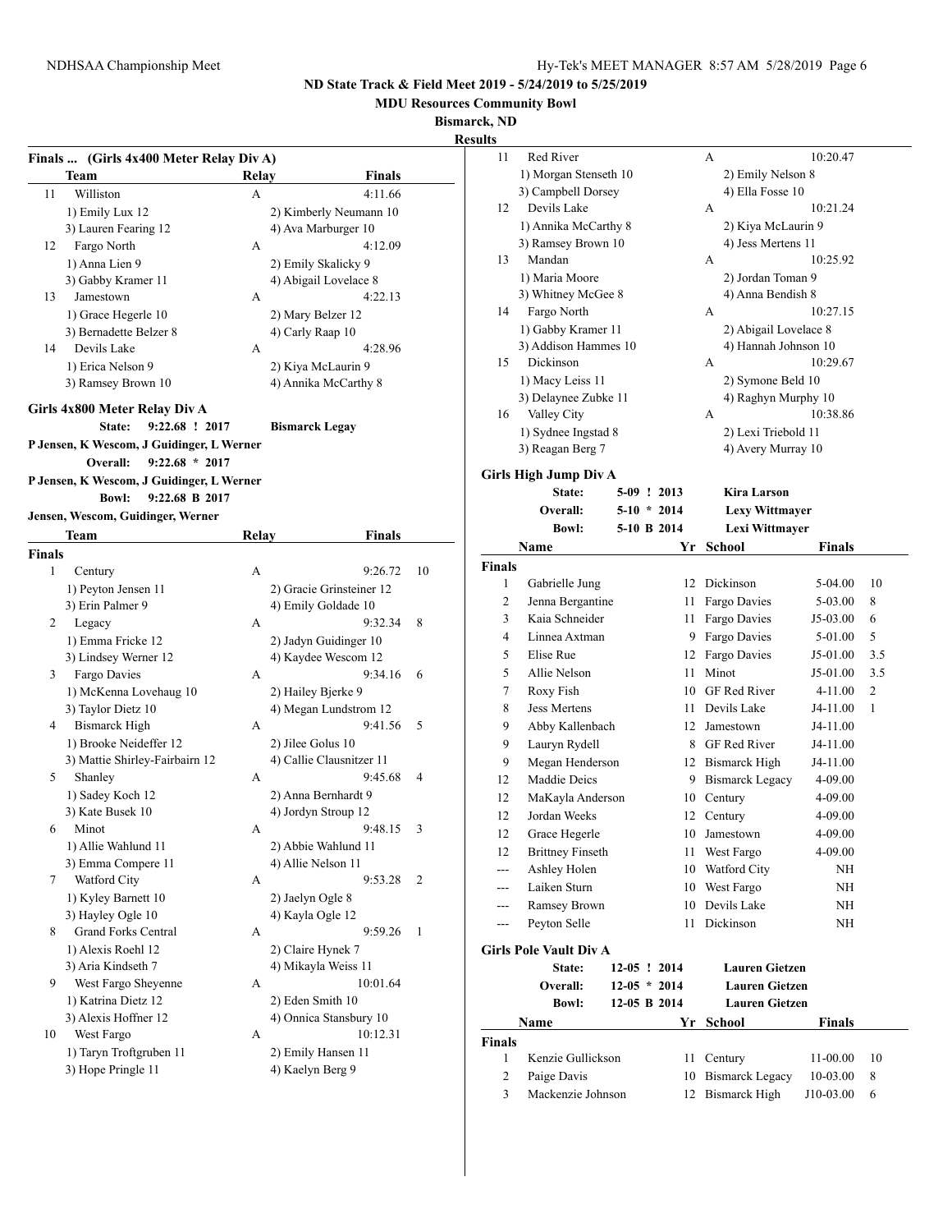# ND State Track & Field Meet 2019 - 5/24/2019 to 5/25/2019

**MDU Resources Community Bowl**

**Bismarck, ND**

**Results**

### Finals ... (Girls 4x400 Meter Relay Div A)

| | Team | Relay | Finals | |
|---|---|---|---|---|
| 11 | Williston | A | 4:11.66 | |
| | 1) Emily Lux 12 | 2) Kimberly Neumann 10 | | |
| | 3) Lauren Fearing 12 | 4) Ava Marburger 10 | | |
| 12 | Fargo North | A | 4:12.09 | |
| | 1) Anna Lien 9 | 2) Emily Skalicky 9 | | |
| | 3) Gabby Kramer 11 | 4) Abigail Lovelace 8 | | |
| 13 | Jamestown | A | 4:22.13 | |
| | 1) Grace Hegerle 10 | 2) Mary Belzer 12 | | |
| | 3) Bernadette Belzer 8 | 4) Carly Raap 10 | | |
| 14 | Devils Lake | A | 4:28.96 | |
| | 1) Erica Nelson 9 | 2) Kiya McLaurin 9 | | |
| | 3) Ramsey Brown 10 | 4) Annika McCarthy 8 | | |

### Girls 4x800 Meter Relay Div A

State: 9:22.68 ! 2017 Bismarck Legacy
P Jensen, K Wescom, J Guidinger, L Werner

Overall: 9:22.68 * 2017
P Jensen, K Wescom, J Guidinger, L Werner

Bowl: 9:22.68 B 2017
Jensen, Wescom, Guidinger, Werner

**Finals**

| | Team | Relay | Finals | Pts |
|---|---|---|---|---|
| 1 | Century | A | 9:26.72 | 10 |
| | 1) Peyton Jensen 11 | 2) Gracie Grinsteiner 12 | | |
| | 3) Erin Palmer 9 | 4) Emily Goldade 10 | | |
| 2 | Legacy | A | 9:32.34 | 8 |
| | 1) Emma Fricke 12 | 2) Jadyn Guidinger 10 | | |
| | 3) Lindsey Werner 12 | 4) Kaydee Wescom 12 | | |
| 3 | Fargo Davies | A | 9:34.16 | 6 |
| | 1) McKenna Lovehaug 10 | 2) Hailey Bjerke 9 | | |
| | 3) Taylor Dietz 10 | 4) Megan Lundstrom 12 | | |
| 4 | Bismarck High | A | 9:41.56 | 5 |
| | 1) Brooke Neideffer 12 | 2) Jilee Golus 10 | | |
| | 3) Mattie Shirley-Fairbairn 12 | 4) Callie Clausnitzer 11 | | |
| 5 | Shanley | A | 9:45.68 | 4 |
| | 1) Sadey Koch 12 | 2) Anna Bernhardt 9 | | |
| | 3) Kate Busek 10 | 4) Jordyn Stroup 12 | | |
| 6 | Minot | A | 9:48.15 | 3 |
| | 1) Allie Wahlund 11 | 2) Abbie Wahlund 11 | | |
| | 3) Emma Compere 11 | 4) Allie Nelson 11 | | |
| 7 | Watford City | A | 9:53.28 | 2 |
| | 1) Kyley Barnett 10 | 2) Jaelyn Ogle 8 | | |
| | 3) Hayley Ogle 10 | 4) Kayla Ogle 12 | | |
| 8 | Grand Forks Central | A | 9:59.26 | 1 |
| | 1) Alexis Roehl 12 | 2) Claire Hynek 7 | | |
| | 3) Aria Kindseth 7 | 4) Mikayla Weiss 11 | | |
| 9 | West Fargo Sheyenne | A | 10:01.64 | |
| | 1) Katrina Dietz 12 | 2) Eden Smith 10 | | |
| | 3) Alexis Hoffner 12 | 4) Onnica Stansbury 10 | | |
| 10 | West Fargo | A | 10:12.31 | |
| | 1) Taryn Troftgruben 11 | 2) Emily Hansen 11 | | |
| | 3) Hope Pringle 11 | 4) Kaelyn Berg 9 | | |
| 11 | Red River | A | 10:20.47 | |
| | 1) Morgan Stenseth 10 | 2) Emily Nelson 8 | | |
| | 3) Campbell Dorsey | 4) Ella Fosse 10 | | |
| 12 | Devils Lake | A | 10:21.24 | |
| | 1) Annika McCarthy 8 | 2) Kiya McLaurin 9 | | |
| | 3) Ramsey Brown 10 | 4) Jess Mertens 11 | | |
| 13 | Mandan | A | 10:25.92 | |
| | 1) Maria Moore | 2) Jordan Toman 9 | | |
| | 3) Whitney McGee 8 | 4) Anna Bendish 8 | | |
| 14 | Fargo North | A | 10:27.15 | |
| | 1) Gabby Kramer 11 | 2) Abigail Lovelace 8 | | |
| | 3) Addison Hammes 10 | 4) Hannah Johnson 10 | | |
| 15 | Dickinson | A | 10:29.67 | |
| | 1) Macy Leiss 11 | 2) Symone Beld 10 | | |
| | 3) Delaynee Zubke 11 | 4) Raghyn Murphy 10 | | |
| 16 | Valley City | A | 10:38.86 | |
| | 1) Sydnee Ingstad 8 | 2) Lexi Triebold 11 | | |
| | 3) Reagan Berg 7 | 4) Avery Murray 10 | | |

### Girls High Jump Div A

State: 5-09 ! 2013 Kira Larson

Overall: 5-10 * 2014 Lexy Wittmayer

Bowl: 5-10 B 2014 Lexi Wittmayer

**Finals**

| | Name | Yr | School | Finals | Pts |
|---|---|---|---|---|---|
| 1 | Gabrielle Jung | 12 | Dickinson | 5-04.00 | 10 |
| 2 | Jenna Bergantine | 11 | Fargo Davies | 5-03.00 | 8 |
| 3 | Kaia Schneider | 11 | Fargo Davies | J5-03.00 | 6 |
| 4 | Linnea Axtman | 9 | Fargo Davies | 5-01.00 | 5 |
| 5 | Elise Rue | 12 | Fargo Davies | J5-01.00 | 3.5 |
| 5 | Allie Nelson | 11 | Minot | J5-01.00 | 3.5 |
| 7 | Roxy Fish | 10 | GF Red River | 4-11.00 | 2 |
| 8 | Jess Mertens | 11 | Devils Lake | J4-11.00 | 1 |
| 9 | Abby Kallenbach | 12 | Jamestown | J4-11.00 | |
| 9 | Lauryn Rydell | 8 | GF Red River | J4-11.00 | |
| 9 | Megan Henderson | 12 | Bismarck High | J4-11.00 | |
| 12 | Maddie Deics | 9 | Bismarck Legacy | 4-09.00 | |
| 12 | MaKayla Anderson | 10 | Century | 4-09.00 | |
| 12 | Jordan Weeks | 12 | Century | 4-09.00 | |
| 12 | Grace Hegerle | 10 | Jamestown | 4-09.00 | |
| 12 | Brittney Finseth | 11 | West Fargo | 4-09.00 | |
| --- | Ashley Holen | 10 | Watford City | NH | |
| --- | Laiken Sturn | 10 | West Fargo | NH | |
| --- | Ramsey Brown | 10 | Devils Lake | NH | |
| --- | Peyton Selle | 11 | Dickinson | NH | |

### Girls Pole Vault Div A

State: 12-05 ! 2014 Lauren Gietzen

Overall: 12-05 * 2014 Lauren Gietzen

Bowl: 12-05 B 2014 Lauren Gietzen

**Finals**

| | Name | Yr | School | Finals | Pts |
|---|---|---|---|---|---|
| 1 | Kenzie Gullickson | 11 | Century | 11-00.00 | 10 |
| 2 | Paige Davis | 10 | Bismarck Legacy | 10-03.00 | 8 |
| 3 | Mackenzie Johnson | 12 | Bismarck High | J10-03.00 | 6 |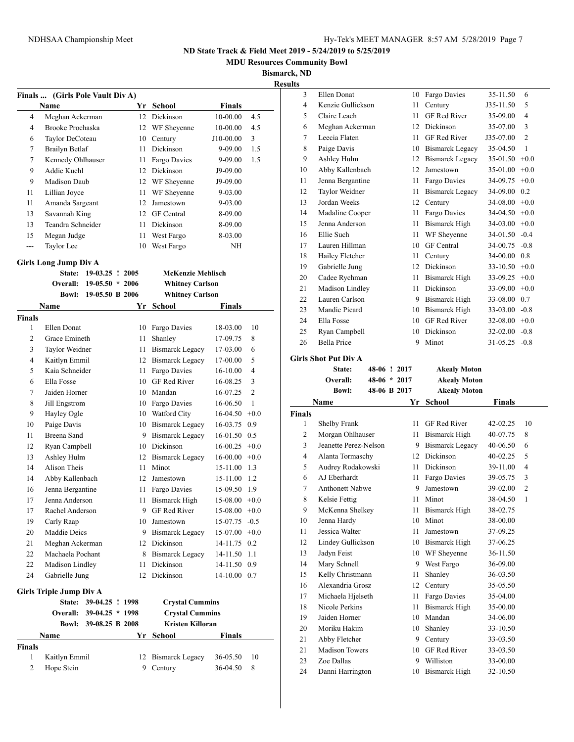**ND State Track & Field Meet 2019 - 5/24/2019 to 5/25/2019**

**MDU Resources Community Bowl**

**Bismarck, ND**

**Results**

### Finals ... (Girls Pole Vault Div A)

| | Name | Yr | School | Finals | |
|---|---|---|---|---|---|
| 4 | Meghan Ackerman | 12 | Dickinson | 10-00.00 | 4.5 |
| 4 | Brooke Prochaska | 12 | WF Sheyenne | 10-00.00 | 4.5 |
| 6 | Taylor DeCoteau | 10 | Century | J10-00.00 | 3 |
| 7 | Brailyn Betlaf | 11 | Dickinson | 9-09.00 | 1.5 |
| 7 | Kennedy Ohlhauser | 11 | Fargo Davies | 9-09.00 | 1.5 |
| 9 | Addie Kuehl | 12 | Dickinson | J9-09.00 | |
| 9 | Madison Daub | 12 | WF Sheyenne | J9-09.00 | |
| 11 | Lillian Joyce | 11 | WF Sheyenne | 9-03.00 | |
| 11 | Amanda Sargeant | 12 | Jamestown | 9-03.00 | |
| 13 | Savannah King | 12 | GF Central | 8-09.00 | |
| 13 | Teandra Schneider | 11 | Dickinson | 8-09.00 | |
| 15 | Megan Judge | 11 | West Fargo | 8-03.00 | |
| --- | Taylor Lee | 10 | West Fargo | NH | |

### Girls Long Jump Div A

| | | | |
|---|---|---|---|
| State: | 19-03.25 ! | 2005 | McKenzie Mehlisch |
| Overall: | 19-05.50 * | 2006 | Whitney Carlson |
| Bowl: | 19-05.50 B | 2006 | Whitney Carlson |

| | Name | Yr | School | Finals | |
|---|---|---|---|---|---|
| **Finals** | | | | | |
| 1 | Ellen Donat | 10 | Fargo Davies | 18-03.00 | 10 |
| 2 | Grace Emineth | 11 | Shanley | 17-09.75 | 8 |
| 3 | Taylor Weidner | 11 | Bismarck Legacy | 17-03.00 | 6 |
| 4 | Kaitlyn Emmil | 12 | Bismarck Legacy | 17-00.00 | 5 |
| 5 | Kaia Schneider | 11 | Fargo Davies | 16-10.00 | 4 |
| 6 | Ella Fosse | 10 | GF Red River | 16-08.25 | 3 |
| 7 | Jaiden Horner | 10 | Mandan | 16-07.25 | 2 |
| 8 | Jill Engstrom | 10 | Fargo Davies | 16-06.50 | 1 |
| 9 | Hayley Ogle | 10 | Watford City | 16-04.50 | +0.0 |
| 10 | Paige Davis | 10 | Bismarck Legacy | 16-03.75 | 0.9 |
| 11 | Breena Sand | 9 | Bismarck Legacy | 16-01.50 | 0.5 |
| 12 | Ryan Campbell | 10 | Dickinson | 16-00.25 | +0.0 |
| 13 | Ashley Hulm | 12 | Bismarck Legacy | 16-00.00 | +0.0 |
| 14 | Alison Theis | 11 | Minot | 15-11.00 | 1.3 |
| 14 | Abby Kallenbach | 12 | Jamestown | 15-11.00 | 1.2 |
| 16 | Jenna Bergantine | 11 | Fargo Davies | 15-09.50 | 1.9 |
| 17 | Jenna Anderson | 11 | Bismarck High | 15-08.00 | +0.0 |
| 17 | Rachel Anderson | 9 | GF Red River | 15-08.00 | +0.0 |
| 19 | Carly Raap | 10 | Jamestown | 15-07.75 | -0.5 |
| 20 | Maddie Deics | 9 | Bismarck Legacy | 15-07.00 | +0.0 |
| 21 | Meghan Ackerman | 12 | Dickinson | 14-11.75 | 0.2 |
| 22 | Machaela Pochant | 8 | Bismarck Legacy | 14-11.50 | 1.1 |
| 22 | Madison Lindley | 11 | Dickinson | 14-11.50 | 0.9 |
| 24 | Gabrielle Jung | 12 | Dickinson | 14-10.00 | 0.7 |

### Girls Triple Jump Div A

| | | | |
|---|---|---|---|
| State: | 39-04.25 ! | 1998 | Crystal Cummins |
| Overall: | 39-04.25 * | 1998 | Crystal Cummins |
| Bowl: | 39-08.25 B | 2008 | Kristen Killoran |

| | Name | Yr | School | Finals | |
|---|---|---|---|---|---|
| **Finals** | | | | | |
| 1 | Kaitlyn Emmil | 12 | Bismarck Legacy | 36-05.50 | 10 |
| 2 | Hope Stein | 9 | Century | 36-04.50 | 8 |
| 3 | Ellen Donat | 10 | Fargo Davies | 35-11.50 | 6 |
| 4 | Kenzie Gullickson | 11 | Century | J35-11.50 | 5 |
| 5 | Claire Leach | 11 | GF Red River | 35-09.00 | 4 |
| 6 | Meghan Ackerman | 12 | Dickinson | 35-07.00 | 3 |
| 7 | Leecia Flaten | 11 | GF Red River | J35-07.00 | 2 |
| 8 | Paige Davis | 10 | Bismarck Legacy | 35-04.50 | 1 |
| 9 | Ashley Hulm | 12 | Bismarck Legacy | 35-01.50 | +0.0 |
| 10 | Abby Kallenbach | 12 | Jamestown | 35-01.00 | +0.0 |
| 11 | Jenna Bergantine | 11 | Fargo Davies | 34-09.75 | +0.0 |
| 12 | Taylor Weidner | 11 | Bismarck Legacy | 34-09.00 | 0.2 |
| 13 | Jordan Weeks | 12 | Century | 34-08.00 | +0.0 |
| 14 | Madaline Cooper | 11 | Fargo Davies | 34-04.50 | +0.0 |
| 15 | Jenna Anderson | 11 | Bismarck High | 34-03.00 | +0.0 |
| 16 | Ellie Such | 11 | WF Sheyenne | 34-01.50 | -0.4 |
| 17 | Lauren Hillman | 10 | GF Central | 34-00.75 | -0.8 |
| 18 | Hailey Fletcher | 11 | Century | 34-00.00 | 0.8 |
| 19 | Gabrielle Jung | 12 | Dickinson | 33-10.50 | +0.0 |
| 20 | Cadee Rychman | 11 | Bismarck High | 33-09.25 | +0.0 |
| 21 | Madison Lindley | 11 | Dickinson | 33-09.00 | +0.0 |
| 22 | Lauren Carlson | 9 | Bismarck High | 33-08.00 | 0.7 |
| 23 | Mandie Picard | 10 | Bismarck High | 33-03.00 | -0.8 |
| 24 | Ella Fosse | 10 | GF Red River | 32-08.00 | +0.0 |
| 25 | Ryan Campbell | 10 | Dickinson | 32-02.00 | -0.8 |
| 26 | Bella Price | 9 | Minot | 31-05.25 | -0.8 |

### Girls Shot Put Div A

| | | | |
|---|---|---|---|
| State: | 48-06 ! | 2017 | Akealy Moton |
| Overall: | 48-06 * | 2017 | Akealy Moton |
| Bowl: | 48-06 B | 2017 | Akealy Moton |

| | Name | Yr | School | Finals | |
|---|---|---|---|---|---|
| **Finals** | | | | | |
| 1 | Shelby Frank | 11 | GF Red River | 42-02.25 | 10 |
| 2 | Morgan Ohlhauser | 11 | Bismarck High | 40-07.75 | 8 |
| 3 | Jeanette Perez-Nelson | 9 | Bismarck Legacy | 40-06.50 | 6 |
| 4 | Alanta Tormaschy | 12 | Dickinson | 40-02.25 | 5 |
| 5 | Audrey Rodakowski | 11 | Dickinson | 39-11.00 | 4 |
| 6 | AJ Eberhardt | 11 | Fargo Davies | 39-05.75 | 3 |
| 7 | Anthonett Nabwe | 9 | Jamestown | 39-02.00 | 2 |
| 8 | Kelsie Fettig | 11 | Minot | 38-04.50 | 1 |
| 9 | McKenna Shelkey | 11 | Bismarck High | 38-02.75 | |
| 10 | Jenna Hardy | 10 | Minot | 38-00.00 | |
| 11 | Jessica Walter | 11 | Jamestown | 37-09.25 | |
| 12 | Lindey Gullickson | 10 | Bismarck High | 37-06.25 | |
| 13 | Jadyn Feist | 10 | WF Sheyenne | 36-11.50 | |
| 14 | Mary Schnell | 9 | West Fargo | 36-09.00 | |
| 15 | Kelly Christmann | 11 | Shanley | 36-03.50 | |
| 16 | Alexandria Grosz | 12 | Century | 35-05.50 | |
| 17 | Michaela Hjelseth | 11 | Fargo Davies | 35-04.00 | |
| 18 | Nicole Perkins | 11 | Bismarck High | 35-00.00 | |
| 19 | Jaiden Horner | 10 | Mandan | 34-06.00 | |
| 20 | Moriku Hakim | 10 | Shanley | 33-10.50 | |
| 21 | Abby Fletcher | 9 | Century | 33-03.50 | |
| 21 | Madison Towers | 10 | GF Red River | 33-03.50 | |
| 23 | Zoe Dallas | 9 | Williston | 33-00.00 | |
| 24 | Danni Harrington | 10 | Bismarck High | 32-10.50 | |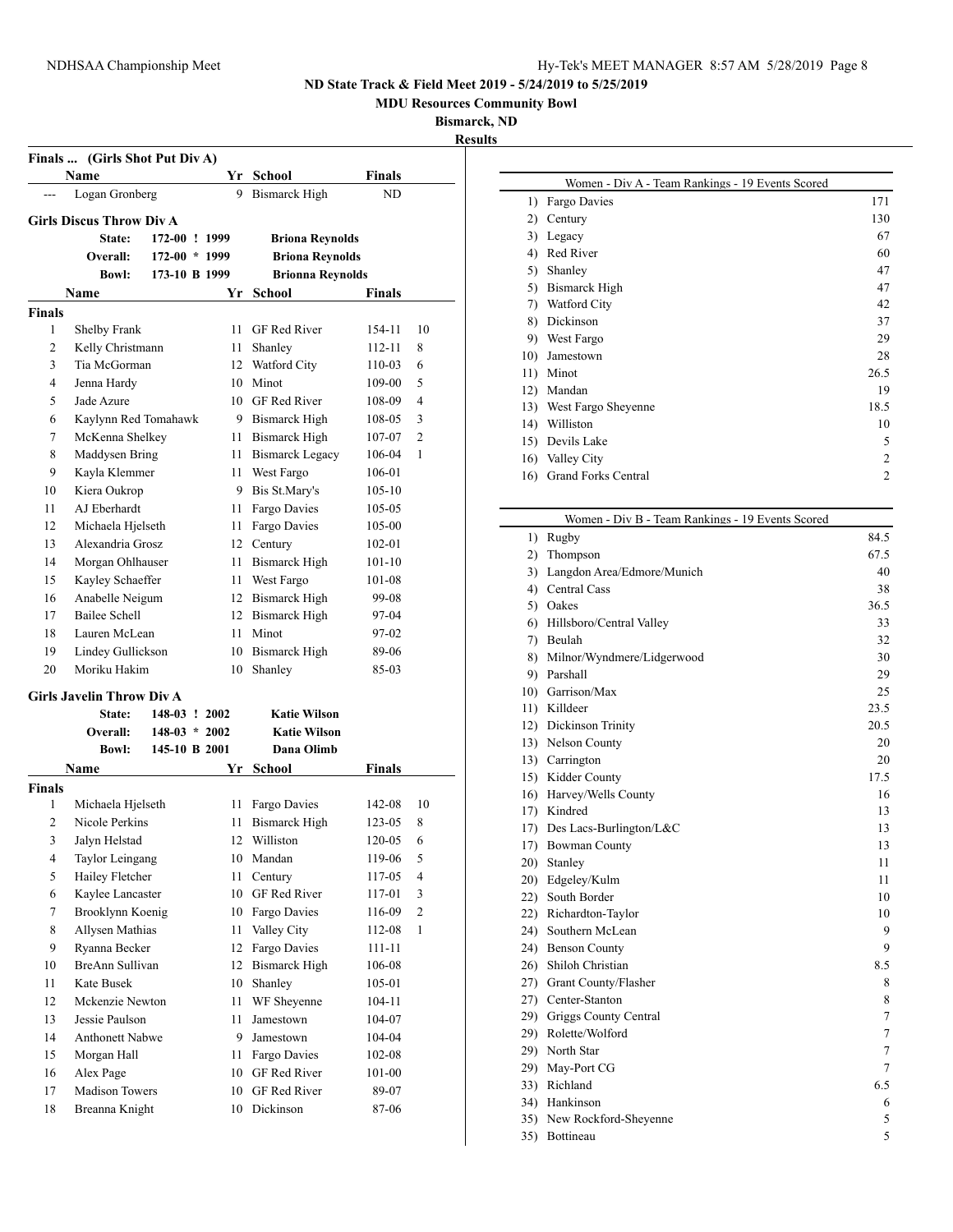**ND State Track & Field Meet 2019 - 5/24/2019 to 5/25/2019**

**MDU Resources Community Bowl**

**Bismarck, ND**

**Results**

### Finals ... (Girls Shot Put Div A)

| | Name | Yr | School | Finals | |
|---|---|---|---|---|---|
| --- | Logan Gronberg | 9 | Bismarck High | ND | |

### Girls Discus Throw Div A

| | | | |
|---|---|---|---|
| State: | 172-00 ! 1999 | Briona Reynolds |
| Overall: | 172-00 * 1999 | Briona Reynolds |
| Bowl: | 173-10 B 1999 | Brionna Reynolds |

| | Name | Yr | School | Finals | |
|---|---|---|---|---|---|
| **Finals** | | | | | |
| 1 | Shelby Frank | 11 | GF Red River | 154-11 | 10 |
| 2 | Kelly Christmann | 11 | Shanley | 112-11 | 8 |
| 3 | Tia McGorman | 12 | Watford City | 110-03 | 6 |
| 4 | Jenna Hardy | 10 | Minot | 109-00 | 5 |
| 5 | Jade Azure | 10 | GF Red River | 108-09 | 4 |
| 6 | Kaylynn Red Tomahawk | 9 | Bismarck High | 108-05 | 3 |
| 7 | McKenna Shelkey | 11 | Bismarck High | 107-07 | 2 |
| 8 | Maddysen Bring | 11 | Bismarck Legacy | 106-04 | 1 |
| 9 | Kayla Klemmer | 11 | West Fargo | 106-01 | |
| 10 | Kiera Oukrop | 9 | Bis St.Mary's | 105-10 | |
| 11 | AJ Eberhardt | 11 | Fargo Davies | 105-05 | |
| 12 | Michaela Hjelseth | 11 | Fargo Davies | 105-00 | |
| 13 | Alexandria Grosz | 12 | Century | 102-01 | |
| 14 | Morgan Ohlhauser | 11 | Bismarck High | 101-10 | |
| 15 | Kayley Schaeffer | 11 | West Fargo | 101-08 | |
| 16 | Anabelle Neigum | 12 | Bismarck High | 99-08 | |
| 17 | Bailee Schell | 12 | Bismarck High | 97-04 | |
| 18 | Lauren McLean | 11 | Minot | 97-02 | |
| 19 | Lindey Gullickson | 10 | Bismarck High | 89-06 | |
| 20 | Moriku Hakim | 10 | Shanley | 85-03 | |

### Girls Javelin Throw Div A

| | | | |
|---|---|---|---|
| State: | 148-03 ! 2002 | Katie Wilson |
| Overall: | 148-03 * 2002 | Katie Wilson |
| Bowl: | 145-10 B 2001 | Dana Olimb |

| | Name | Yr | School | Finals | |
|---|---|---|---|---|---|
| **Finals** | | | | | |
| 1 | Michaela Hjelseth | 11 | Fargo Davies | 142-08 | 10 |
| 2 | Nicole Perkins | 11 | Bismarck High | 123-05 | 8 |
| 3 | Jalyn Helstad | 12 | Williston | 120-05 | 6 |
| 4 | Taylor Leingang | 10 | Mandan | 119-06 | 5 |
| 5 | Hailey Fletcher | 11 | Century | 117-05 | 4 |
| 6 | Kaylee Lancaster | 10 | GF Red River | 117-01 | 3 |
| 7 | Brooklynn Koenig | 10 | Fargo Davies | 116-09 | 2 |
| 8 | Allysen Mathias | 11 | Valley City | 112-08 | 1 |
| 9 | Ryanna Becker | 12 | Fargo Davies | 111-11 | |
| 10 | BreAnn Sullivan | 12 | Bismarck High | 106-08 | |
| 11 | Kate Busek | 10 | Shanley | 105-01 | |
| 12 | Mckenzie Newton | 11 | WF Sheyenne | 104-11 | |
| 13 | Jessie Paulson | 11 | Jamestown | 104-07 | |
| 14 | Anthonett Nabwe | 9 | Jamestown | 104-04 | |
| 15 | Morgan Hall | 11 | Fargo Davies | 102-08 | |
| 16 | Alex Page | 10 | GF Red River | 101-00 | |
| 17 | Madison Towers | 10 | GF Red River | 89-07 | |
| 18 | Breanna Knight | 10 | Dickinson | 87-06 | |

### Women - Div A - Team Rankings - 19 Events Scored

| Rank | Team | Points |
|---|---|---|
| 1) | Fargo Davies | 171 |
| 2) | Century | 130 |
| 3) | Legacy | 67 |
| 4) | Red River | 60 |
| 5) | Shanley | 47 |
| 5) | Bismarck High | 47 |
| 7) | Watford City | 42 |
| 8) | Dickinson | 37 |
| 9) | West Fargo | 29 |
| 10) | Jamestown | 28 |
| 11) | Minot | 26.5 |
| 12) | Mandan | 19 |
| 13) | West Fargo Sheyenne | 18.5 |
| 14) | Williston | 10 |
| 15) | Devils Lake | 5 |
| 16) | Valley City | 2 |
| 16) | Grand Forks Central | 2 |

### Women - Div B - Team Rankings - 19 Events Scored

| Rank | Team | Points |
|---|---|---|
| 1) | Rugby | 84.5 |
| 2) | Thompson | 67.5 |
| 3) | Langdon Area/Edmore/Munich | 40 |
| 4) | Central Cass | 38 |
| 5) | Oakes | 36.5 |
| 6) | Hillsboro/Central Valley | 33 |
| 7) | Beulah | 32 |
| 8) | Milnor/Wyndmere/Lidgerwood | 30 |
| 9) | Parshall | 29 |
| 10) | Garrison/Max | 25 |
| 11) | Killdeer | 23.5 |
| 12) | Dickinson Trinity | 20.5 |
| 13) | Nelson County | 20 |
| 13) | Carrington | 20 |
| 15) | Kidder County | 17.5 |
| 16) | Harvey/Wells County | 16 |
| 17) | Kindred | 13 |
| 17) | Des Lacs-Burlington/L&C | 13 |
| 17) | Bowman County | 13 |
| 20) | Stanley | 11 |
| 20) | Edgeley/Kulm | 11 |
| 22) | South Border | 10 |
| 22) | Richardton-Taylor | 10 |
| 24) | Southern McLean | 9 |
| 24) | Benson County | 9 |
| 26) | Shiloh Christian | 8.5 |
| 27) | Grant County/Flasher | 8 |
| 27) | Center-Stanton | 8 |
| 29) | Griggs County Central | 7 |
| 29) | Rolette/Wolford | 7 |
| 29) | North Star | 7 |
| 29) | May-Port CG | 7 |
| 33) | Richland | 6.5 |
| 34) | Hankinson | 6 |
| 35) | New Rockford-Sheyenne | 5 |
| 35) | Bottineau | 5 |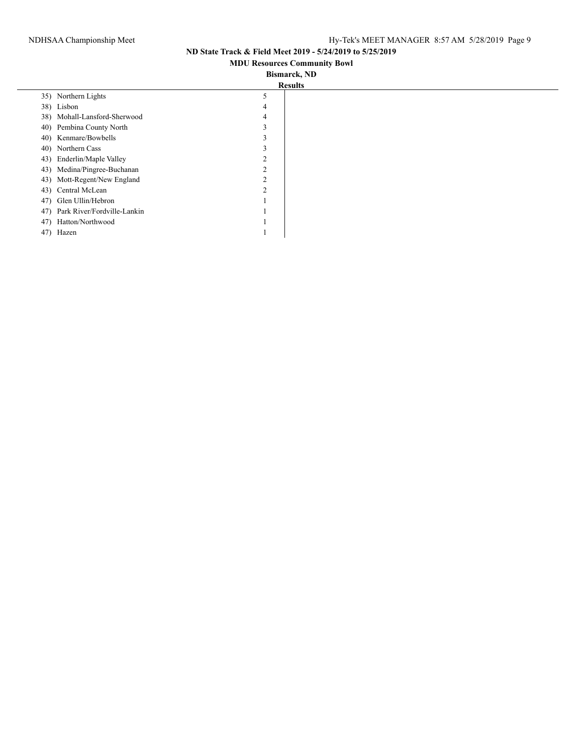**ND State Track & Field Meet 2019 - 5/24/2019 to 5/25/2019**

**MDU Resources Community Bowl**

**Bismarck, ND**

**Results**

| | | |
|---|---|---|
| 35) | Northern Lights | 5 |
| 38) | Lisbon | 4 |
| 38) | Mohall-Lansford-Sherwood | 4 |
| 40) | Pembina County North | 3 |
| 40) | Kenmare/Bowbells | 3 |
| 40) | Northern Cass | 3 |
| 43) | Enderlin/Maple Valley | 2 |
| 43) | Medina/Pingree-Buchanan | 2 |
| 43) | Mott-Regent/New England | 2 |
| 43) | Central McLean | 2 |
| 47) | Glen Ullin/Hebron | 1 |
| 47) | Park River/Fordville-Lankin | 1 |
| 47) | Hatton/Northwood | 1 |
| 47) | Hazen | 1 |